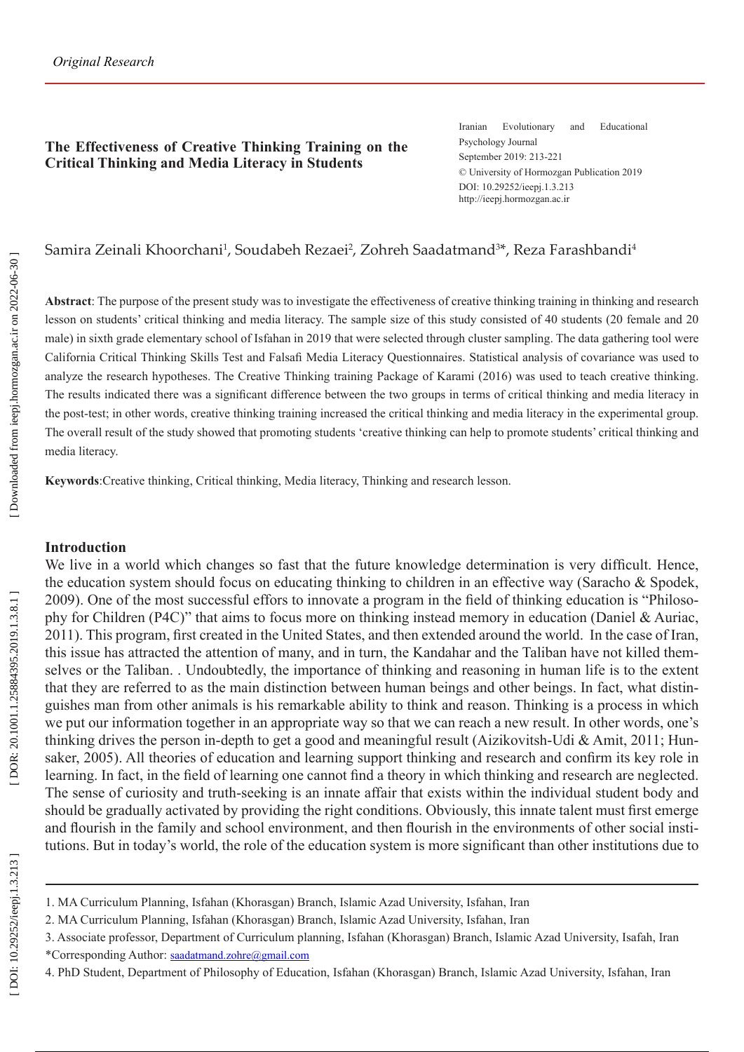*Original Research*

**The Effectiveness of Creative Thinking Training on the Critical Thinking and Media Literacy in Students**

Iranian Evolutionary and Educational Psychology Journal
September 2019: 213-221
© University of Hormozgan Publication 2019
DOI: 10.29252/ieepj.1.3.213
http://ieepj.hormozgan.ac.ir

Samira Zeinali Khoorchani[1], Soudabeh Rezaei[2], Zohreh Saadatmand[3]*, Reza Farashbandi[4]

**Abstract**: The purpose of the present study was to investigate the effectiveness of creative thinking training in thinking and research lesson on students' critical thinking and media literacy. The sample size of this study consisted of 40 students (20 female and 20 male) in sixth grade elementary school of Isfahan in 2019 that were selected through cluster sampling. The data gathering tool were California Critical Thinking Skills Test and Falsafi Media Literacy Questionnaires. Statistical analysis of covariance was used to analyze the research hypotheses. The Creative Thinking training Package of Karami (2016) was used to teach creative thinking. The results indicated there was a significant difference between the two groups in terms of critical thinking and media literacy in the post-test; in other words, creative thinking training increased the critical thinking and media literacy in the experimental group. The overall result of the study showed that promoting students 'creative thinking can help to promote students' critical thinking and media literacy.

**Keywords**:Creative thinking, Critical thinking, Media literacy, Thinking and research lesson.

## Introduction

We live in a world which changes so fast that the future knowledge determination is very difficult. Hence, the education system should focus on educating thinking to children in an effective way (Saracho & Spodek, 2009). One of the most successful effors to innovate a program in the field of thinking education is "Philosophy for Children (P4C)" that aims to focus more on thinking instead memory in education (Daniel & Auriac, 2011). This program, first created in the United States, and then extended around the world. In the case of Iran, this issue has attracted the attention of many, and in turn, the Kandahar and the Taliban have not killed themselves or the Taliban. . Undoubtedly, the importance of thinking and reasoning in human life is to the extent that they are referred to as the main distinction between human beings and other beings. In fact, what distinguishes man from other animals is his remarkable ability to think and reason. Thinking is a process in which we put our information together in an appropriate way so that we can reach a new result. In other words, one's thinking drives the person in-depth to get a good and meaningful result (Aizikovitsh-Udi & Amit, 2011; Hunsaker, 2005). All theories of education and learning support thinking and research and confirm its key role in learning. In fact, in the field of learning one cannot find a theory in which thinking and research are neglected. The sense of curiosity and truth-seeking is an innate affair that exists within the individual student body and should be gradually activated by providing the right conditions. Obviously, this innate talent must first emerge and flourish in the family and school environment, and then flourish in the environments of other social institutions. But in today's world, the role of the education system is more significant than other institutions due to

1. MA Curriculum Planning, Isfahan (Khorasgan) Branch, Islamic Azad University, Isfahan, Iran
2. MA Curriculum Planning, Isfahan (Khorasgan) Branch, Islamic Azad University, Isfahan, Iran
3. Associate professor, Department of Curriculum planning, Isfahan (Khorasgan) Branch, Islamic Azad University, Isafah, Iran
*Corresponding Author: saadatmand.zohre@gmail.com
4. PhD Student, Department of Philosophy of Education, Isfahan (Khorasgan) Branch, Islamic Azad University, Isfahan, Iran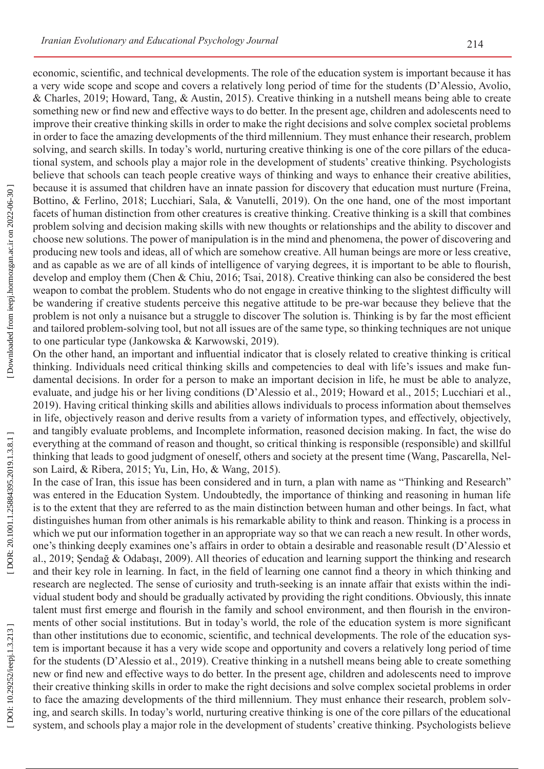economic, scientific, and technical developments. The role of the education system is important because it has a very wide scope and scope and covers a relatively long period of time for the students (D'Alessio, Avolio, & Charles, 2019; Howard, Tang, & Austin, 2015). Creative thinking in a nutshell means being able to create something new or find new and effective ways to do better. In the present age, children and adolescents need to improve their creative thinking skills in order to make the right decisions and solve complex societal problems in order to face the amazing developments of the third millennium. They must enhance their research, problem solving, and search skills. In today's world, nurturing creative thinking is one of the core pillars of the educational system, and schools play a major role in the development of students' creative thinking. Psychologists believe that schools can teach people creative ways of thinking and ways to enhance their creative abilities, because it is assumed that children have an innate passion for discovery that education must nurture (Freina, Bottino, & Ferlino, 2018; Lucchiari, Sala, & Vanutelli, 2019). On the one hand, one of the most important facets of human distinction from other creatures is creative thinking. Creative thinking is a skill that combines problem solving and decision making skills with new thoughts or relationships and the ability to discover and choose new solutions. The power of manipulation is in the mind and phenomena, the power of discovering and producing new tools and ideas, all of which are somehow creative. All human beings are more or less creative, and as capable as we are of all kinds of intelligence of varying degrees, it is important to be able to flourish, develop and employ them (Chen & Chiu, 2016; Tsai, 2018). Creative thinking can also be considered the best weapon to combat the problem. Students who do not engage in creative thinking to the slightest difficulty will be wandering if creative students perceive this negative attitude to be pre-war because they believe that the problem is not only a nuisance but a struggle to discover The solution is. Thinking is by far the most efficient and tailored problem-solving tool, but not all issues are of the same type, so thinking techniques are not unique to one particular type (Jankowska & Karwowski, 2019).

On the other hand, an important and influential indicator that is closely related to creative thinking is critical thinking. Individuals need critical thinking skills and competencies to deal with life's issues and make fundamental decisions. In order for a person to make an important decision in life, he must be able to analyze, evaluate, and judge his or her living conditions (D'Alessio et al., 2019; Howard et al., 2015; Lucchiari et al., 2019). Having critical thinking skills and abilities allows individuals to process information about themselves in life, objectively reason and derive results from a variety of information types, and effectively, objectively, and tangibly evaluate problems, and Incomplete information, reasoned decision making. In fact, the wise do everything at the command of reason and thought, so critical thinking is responsible (responsible) and skillful thinking that leads to good judgment of oneself, others and society at the present time (Wang, Pascarella, Nelson Laird, & Ribera, 2015; Yu, Lin, Ho, & Wang, 2015).

In the case of Iran, this issue has been considered and in turn, a plan with name as "Thinking and Research" was entered in the Education System. Undoubtedly, the importance of thinking and reasoning in human life is to the extent that they are referred to as the main distinction between human and other beings. In fact, what distinguishes human from other animals is his remarkable ability to think and reason. Thinking is a process in which we put our information together in an appropriate way so that we can reach a new result. In other words, one's thinking deeply examines one's affairs in order to obtain a desirable and reasonable result (D'Alessio et al., 2019; Şendağ & Odabaşı, 2009). All theories of education and learning support the thinking and research and their key role in learning. In fact, in the field of learning one cannot find a theory in which thinking and research are neglected. The sense of curiosity and truth-seeking is an innate affair that exists within the individual student body and should be gradually activated by providing the right conditions. Obviously, this innate talent must first emerge and flourish in the family and school environment, and then flourish in the environments of other social institutions. But in today's world, the role of the education system is more significant than other institutions due to economic, scientific, and technical developments. The role of the education system is important because it has a very wide scope and opportunity and covers a relatively long period of time for the students (D'Alessio et al., 2019). Creative thinking in a nutshell means being able to create something new or find new and effective ways to do better. In the present age, children and adolescents need to improve their creative thinking skills in order to make the right decisions and solve complex societal problems in order to face the amazing developments of the third millennium. They must enhance their research, problem solving, and search skills. In today's world, nurturing creative thinking is one of the core pillars of the educational system, and schools play a major role in the development of students' creative thinking. Psychologists believe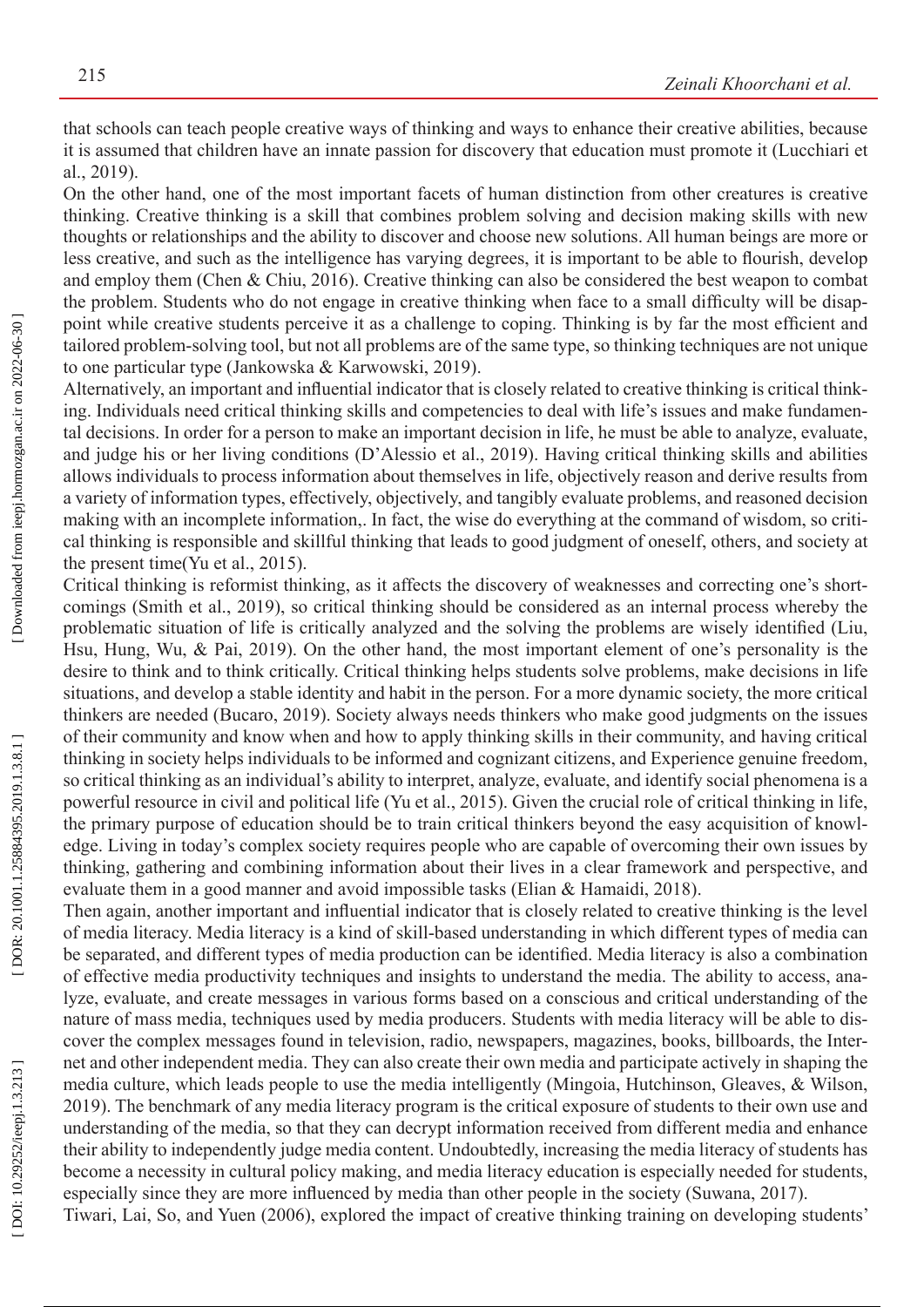that schools can teach people creative ways of thinking and ways to enhance their creative abilities, because it is assumed that children have an innate passion for discovery that education must promote it (Lucchiari et al., 2019).

On the other hand, one of the most important facets of human distinction from other creatures is creative thinking. Creative thinking is a skill that combines problem solving and decision making skills with new thoughts or relationships and the ability to discover and choose new solutions. All human beings are more or less creative, and such as the intelligence has varying degrees, it is important to be able to flourish, develop and employ them (Chen & Chiu, 2016). Creative thinking can also be considered the best weapon to combat the problem. Students who do not engage in creative thinking when face to a small difficulty will be disappoint while creative students perceive it as a challenge to coping. Thinking is by far the most efficient and tailored problem-solving tool, but not all problems are of the same type, so thinking techniques are not unique to one particular type (Jankowska & Karwowski, 2019).

Alternatively, an important and influential indicator that is closely related to creative thinking is critical thinking. Individuals need critical thinking skills and competencies to deal with life's issues and make fundamental decisions. In order for a person to make an important decision in life, he must be able to analyze, evaluate, and judge his or her living conditions (D'Alessio et al., 2019). Having critical thinking skills and abilities allows individuals to process information about themselves in life, objectively reason and derive results from a variety of information types, effectively, objectively, and tangibly evaluate problems, and reasoned decision making with an incomplete information,. In fact, the wise do everything at the command of wisdom, so critical thinking is responsible and skillful thinking that leads to good judgment of oneself, others, and society at the present time(Yu et al., 2015).

Critical thinking is reformist thinking, as it affects the discovery of weaknesses and correcting one's shortcomings (Smith et al., 2019), so critical thinking should be considered as an internal process whereby the problematic situation of life is critically analyzed and the solving the problems are wisely identified (Liu, Hsu, Hung, Wu, & Pai, 2019). On the other hand, the most important element of one's personality is the desire to think and to think critically. Critical thinking helps students solve problems, make decisions in life situations, and develop a stable identity and habit in the person. For a more dynamic society, the more critical thinkers are needed (Bucaro, 2019). Society always needs thinkers who make good judgments on the issues of their community and know when and how to apply thinking skills in their community, and having critical thinking in society helps individuals to be informed and cognizant citizens, and Experience genuine freedom, so critical thinking as an individual's ability to interpret, analyze, evaluate, and identify social phenomena is a powerful resource in civil and political life (Yu et al., 2015). Given the crucial role of critical thinking in life, the primary purpose of education should be to train critical thinkers beyond the easy acquisition of knowledge. Living in today's complex society requires people who are capable of overcoming their own issues by thinking, gathering and combining information about their lives in a clear framework and perspective, and evaluate them in a good manner and avoid impossible tasks (Elian & Hamaidi, 2018).

Then again, another important and influential indicator that is closely related to creative thinking is the level of media literacy. Media literacy is a kind of skill-based understanding in which different types of media can be separated, and different types of media production can be identified. Media literacy is also a combination of effective media productivity techniques and insights to understand the media. The ability to access, analyze, evaluate, and create messages in various forms based on a conscious and critical understanding of the nature of mass media, techniques used by media producers. Students with media literacy will be able to discover the complex messages found in television, radio, newspapers, magazines, books, billboards, the Internet and other independent media. They can also create their own media and participate actively in shaping the media culture, which leads people to use the media intelligently (Mingoia, Hutchinson, Gleaves, & Wilson, 2019). The benchmark of any media literacy program is the critical exposure of students to their own use and understanding of the media, so that they can decrypt information received from different media and enhance their ability to independently judge media content. Undoubtedly, increasing the media literacy of students has become a necessity in cultural policy making, and media literacy education is especially needed for students, especially since they are more influenced by media than other people in the society (Suwana, 2017).

Tiwari, Lai, So, and Yuen (2006), explored the impact of creative thinking training on developing students'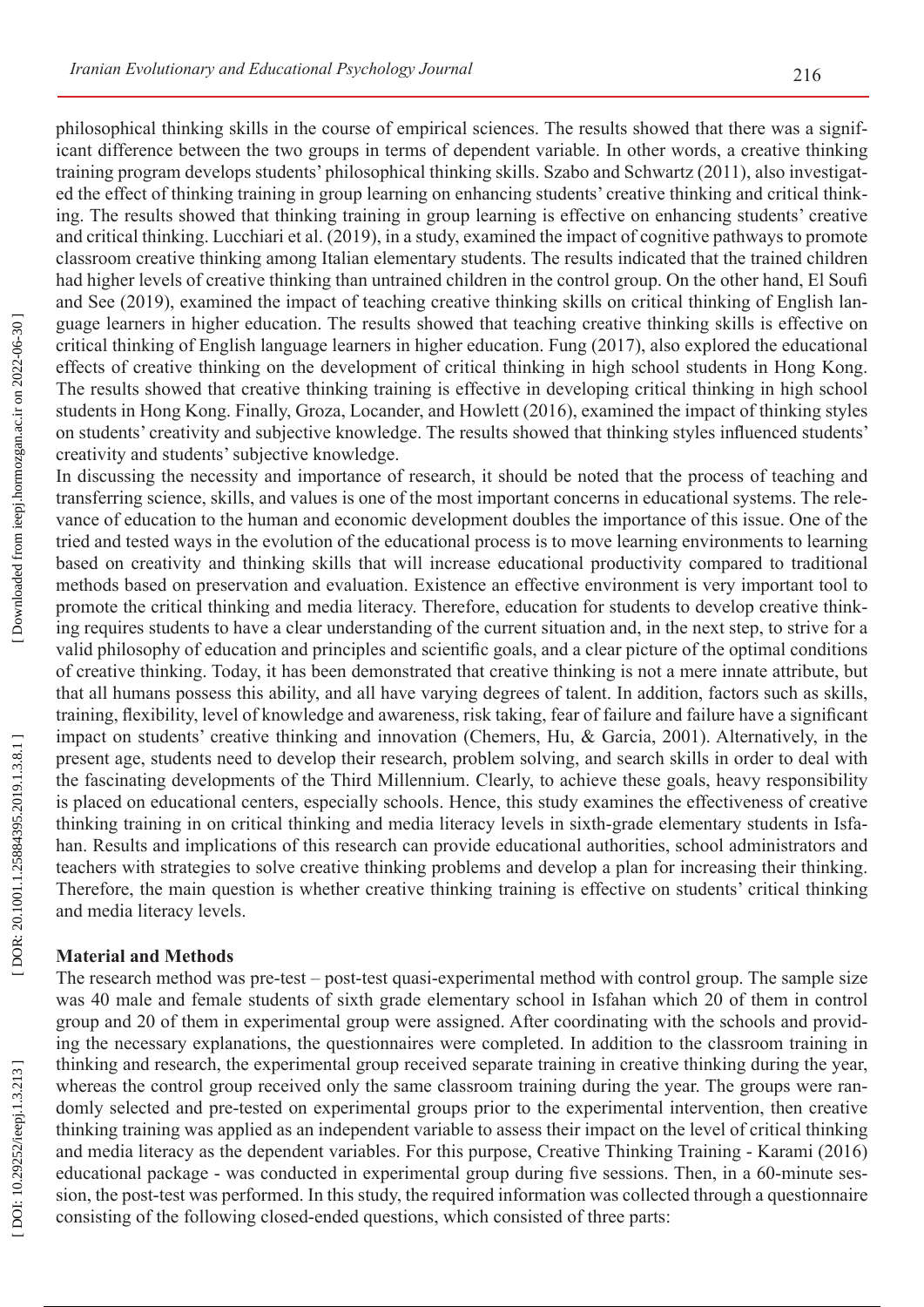philosophical thinking skills in the course of empirical sciences. The results showed that there was a significant difference between the two groups in terms of dependent variable. In other words, a creative thinking training program develops students' philosophical thinking skills. Szabo and Schwartz (2011), also investigated the effect of thinking training in group learning on enhancing students' creative thinking and critical thinking. The results showed that thinking training in group learning is effective on enhancing students' creative and critical thinking. Lucchiari et al. (2019), in a study, examined the impact of cognitive pathways to promote classroom creative thinking among Italian elementary students. The results indicated that the trained children had higher levels of creative thinking than untrained children in the control group. On the other hand, El Soufi and See (2019), examined the impact of teaching creative thinking skills on critical thinking of English language learners in higher education. The results showed that teaching creative thinking skills is effective on critical thinking of English language learners in higher education. Fung (2017), also explored the educational effects of creative thinking on the development of critical thinking in high school students in Hong Kong. The results showed that creative thinking training is effective in developing critical thinking in high school students in Hong Kong. Finally, Groza, Locander, and Howlett (2016), examined the impact of thinking styles on students' creativity and subjective knowledge. The results showed that thinking styles influenced students' creativity and students' subjective knowledge.

In discussing the necessity and importance of research, it should be noted that the process of teaching and transferring science, skills, and values is one of the most important concerns in educational systems. The relevance of education to the human and economic development doubles the importance of this issue. One of the tried and tested ways in the evolution of the educational process is to move learning environments to learning based on creativity and thinking skills that will increase educational productivity compared to traditional methods based on preservation and evaluation. Existence an effective environment is very important tool to promote the critical thinking and media literacy. Therefore, education for students to develop creative thinking requires students to have a clear understanding of the current situation and, in the next step, to strive for a valid philosophy of education and principles and scientific goals, and a clear picture of the optimal conditions of creative thinking. Today, it has been demonstrated that creative thinking is not a mere innate attribute, but that all humans possess this ability, and all have varying degrees of talent. In addition, factors such as skills, training, flexibility, level of knowledge and awareness, risk taking, fear of failure and failure have a significant impact on students' creative thinking and innovation (Chemers, Hu, & Garcia, 2001). Alternatively, in the present age, students need to develop their research, problem solving, and search skills in order to deal with the fascinating developments of the Third Millennium. Clearly, to achieve these goals, heavy responsibility is placed on educational centers, especially schools. Hence, this study examines the effectiveness of creative thinking training in on critical thinking and media literacy levels in sixth-grade elementary students in Isfahan. Results and implications of this research can provide educational authorities, school administrators and teachers with strategies to solve creative thinking problems and develop a plan for increasing their thinking. Therefore, the main question is whether creative thinking training is effective on students' critical thinking and media literacy levels.

## Material and Methods

The research method was pre-test – post-test quasi-experimental method with control group. The sample size was 40 male and female students of sixth grade elementary school in Isfahan which 20 of them in control group and 20 of them in experimental group were assigned. After coordinating with the schools and providing the necessary explanations, the questionnaires were completed. In addition to the classroom training in thinking and research, the experimental group received separate training in creative thinking during the year, whereas the control group received only the same classroom training during the year. The groups were randomly selected and pre-tested on experimental groups prior to the experimental intervention, then creative thinking training was applied as an independent variable to assess their impact on the level of critical thinking and media literacy as the dependent variables. For this purpose, Creative Thinking Training - Karami (2016) educational package - was conducted in experimental group during five sessions. Then, in a 60-minute session, the post-test was performed. In this study, the required information was collected through a questionnaire consisting of the following closed-ended questions, which consisted of three parts: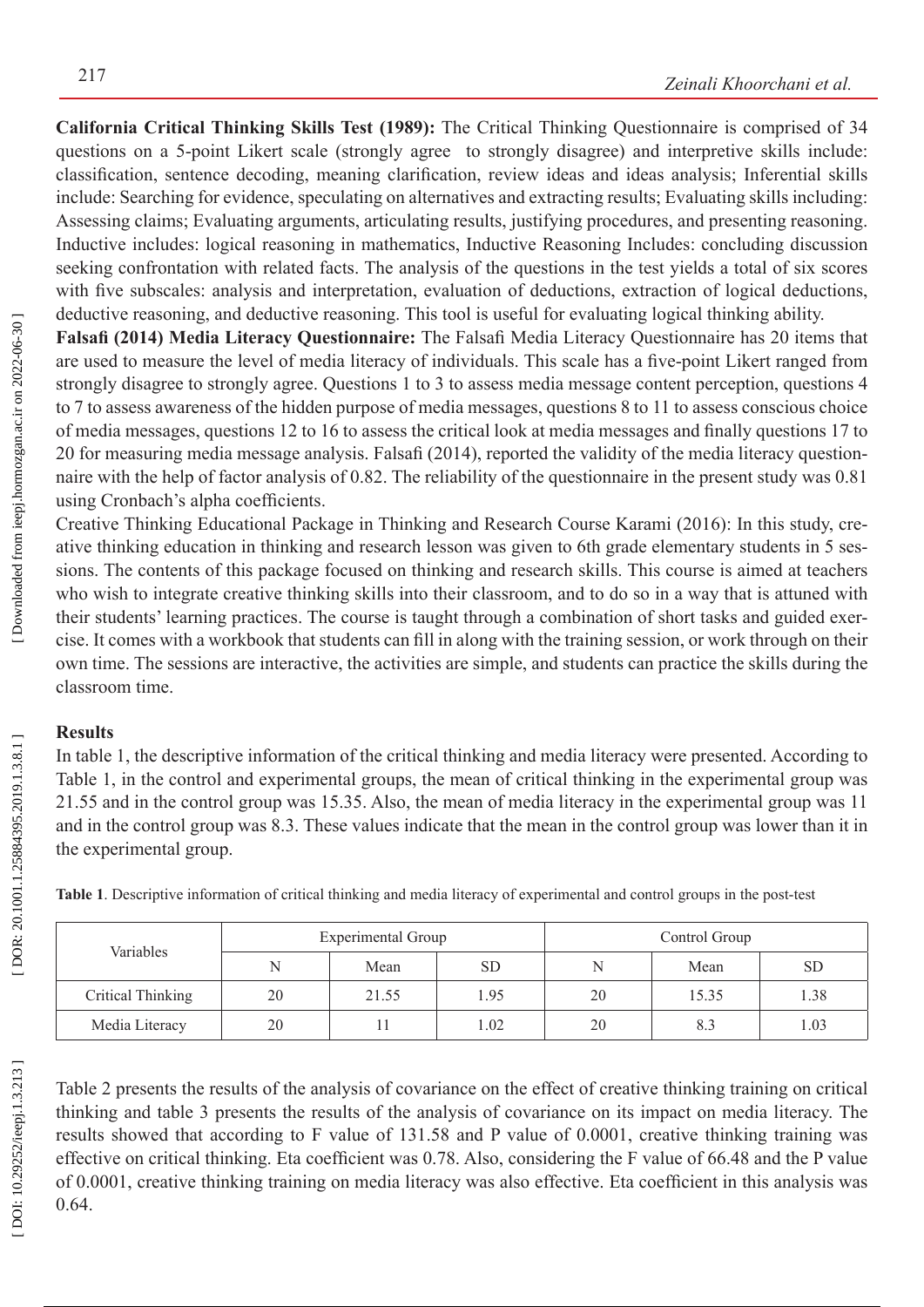**California Critical Thinking Skills Test (1989):** The Critical Thinking Questionnaire is comprised of 34 questions on a 5-point Likert scale (strongly agree to strongly disagree) and interpretive skills include: classification, sentence decoding, meaning clarification, review ideas and ideas analysis; Inferential skills include: Searching for evidence, speculating on alternatives and extracting results; Evaluating skills including: Assessing claims; Evaluating arguments, articulating results, justifying procedures, and presenting reasoning. Inductive includes: logical reasoning in mathematics, Inductive Reasoning Includes: concluding discussion seeking confrontation with related facts. The analysis of the questions in the test yields a total of six scores with five subscales: analysis and interpretation, evaluation of deductions, extraction of logical deductions, deductive reasoning, and deductive reasoning. This tool is useful for evaluating logical thinking ability.

**Falsafi (2014) Media Literacy Questionnaire:** The Falsafi Media Literacy Questionnaire has 20 items that are used to measure the level of media literacy of individuals. This scale has a five-point Likert ranged from strongly disagree to strongly agree. Questions 1 to 3 to assess media message content perception, questions 4 to 7 to assess awareness of the hidden purpose of media messages, questions 8 to 11 to assess conscious choice of media messages, questions 12 to 16 to assess the critical look at media messages and finally questions 17 to 20 for measuring media message analysis. Falsafi (2014), reported the validity of the media literacy questionnaire with the help of factor analysis of 0.82. The reliability of the questionnaire in the present study was 0.81 using Cronbach's alpha coefficients.

Creative Thinking Educational Package in Thinking and Research Course Karami (2016): In this study, creative thinking education in thinking and research lesson was given to 6th grade elementary students in 5 sessions. The contents of this package focused on thinking and research skills. This course is aimed at teachers who wish to integrate creative thinking skills into their classroom, and to do so in a way that is attuned with their students' learning practices. The course is taught through a combination of short tasks and guided exercise. It comes with a workbook that students can fill in along with the training session, or work through on their own time. The sessions are interactive, the activities are simple, and students can practice the skills during the classroom time.

## Results

In table 1, the descriptive information of the critical thinking and media literacy were presented. According to Table 1, in the control and experimental groups, the mean of critical thinking in the experimental group was 21.55 and in the control group was 15.35. Also, the mean of media literacy in the experimental group was 11 and in the control group was 8.3. These values indicate that the mean in the control group was lower than it in the experimental group.

**Table 1**. Descriptive information of critical thinking and media literacy of experimental and control groups in the post-test

| Variables | Experimental Group | | | Control Group | | |
|---|---|---|---|---|---|---|
| | N | Mean | SD | N | Mean | SD |
| Critical Thinking | 20 | 21.55 | 1.95 | 20 | 15.35 | 1.38 |
| Media Literacy | 20 | 11 | 1.02 | 20 | 8.3 | 1.03 |

Table 2 presents the results of the analysis of covariance on the effect of creative thinking training on critical thinking and table 3 presents the results of the analysis of covariance on its impact on media literacy. The results showed that according to F value of 131.58 and P value of 0.0001, creative thinking training was effective on critical thinking. Eta coefficient was 0.78. Also, considering the F value of 66.48 and the P value of 0.0001, creative thinking training on media literacy was also effective. Eta coefficient in this analysis was 0.64.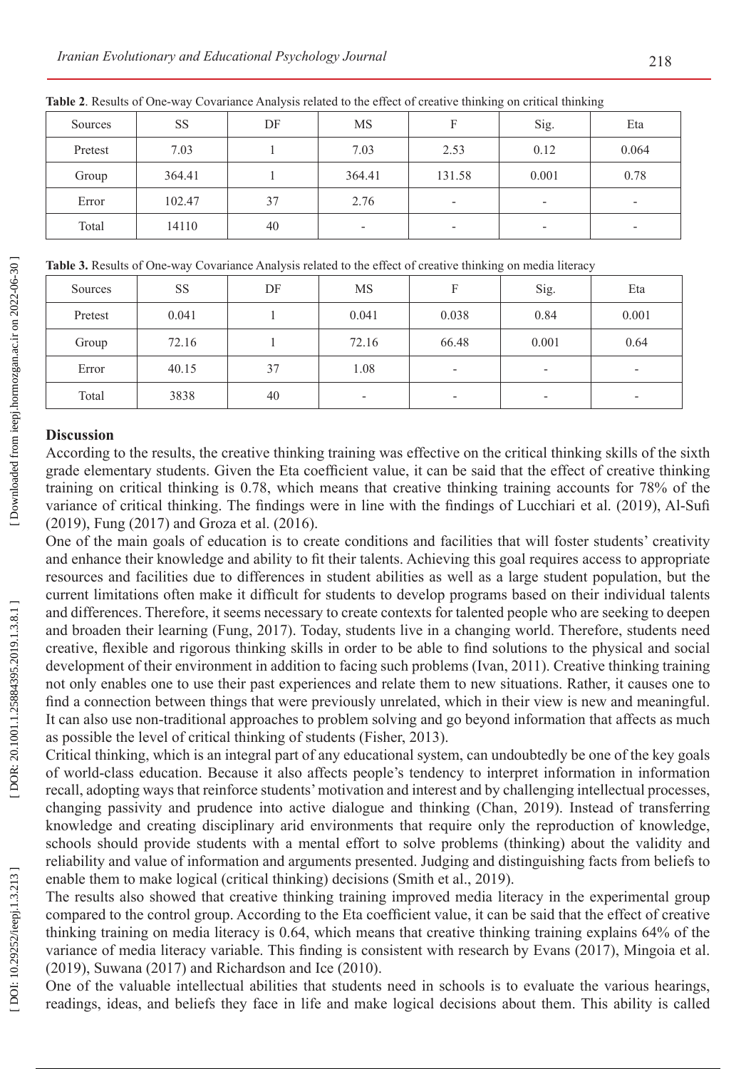**Table 2**. Results of One-way Covariance Analysis related to the effect of creative thinking on critical thinking

| Sources | SS | DF | MS | F | Sig. | Eta |
|---|---|---|---|---|---|---|
| Pretest | 7.03 | 1 | 7.03 | 2.53 | 0.12 | 0.064 |
| Group | 364.41 | 1 | 364.41 | 131.58 | 0.001 | 0.78 |
| Error | 102.47 | 37 | 2.76 | - | - | - |
| Total | 14110 | 40 | - | - | - | - |

**Table 3.** Results of One-way Covariance Analysis related to the effect of creative thinking on media literacy

| Sources | SS | DF | MS | F | Sig. | Eta |
|---|---|---|---|---|---|---|
| Pretest | 0.041 | 1 | 0.041 | 0.038 | 0.84 | 0.001 |
| Group | 72.16 | 1 | 72.16 | 66.48 | 0.001 | 0.64 |
| Error | 40.15 | 37 | 1.08 | - | - | - |
| Total | 3838 | 40 | - | - | - | - |

## Discussion

According to the results, the creative thinking training was effective on the critical thinking skills of the sixth grade elementary students. Given the Eta coefficient value, it can be said that the effect of creative thinking training on critical thinking is 0.78, which means that creative thinking training accounts for 78% of the variance of critical thinking. The findings were in line with the findings of Lucchiari et al. (2019), Al-Sufi (2019), Fung (2017) and Groza et al. (2016).

One of the main goals of education is to create conditions and facilities that will foster students' creativity and enhance their knowledge and ability to fit their talents. Achieving this goal requires access to appropriate resources and facilities due to differences in student abilities as well as a large student population, but the current limitations often make it difficult for students to develop programs based on their individual talents and differences. Therefore, it seems necessary to create contexts for talented people who are seeking to deepen and broaden their learning (Fung, 2017). Today, students live in a changing world. Therefore, students need creative, flexible and rigorous thinking skills in order to be able to find solutions to the physical and social development of their environment in addition to facing such problems (Ivan, 2011). Creative thinking training not only enables one to use their past experiences and relate them to new situations. Rather, it causes one to find a connection between things that were previously unrelated, which in their view is new and meaningful. It can also use non-traditional approaches to problem solving and go beyond information that affects as much as possible the level of critical thinking of students (Fisher, 2013).

Critical thinking, which is an integral part of any educational system, can undoubtedly be one of the key goals of world-class education. Because it also affects people's tendency to interpret information in information recall, adopting ways that reinforce students' motivation and interest and by challenging intellectual processes, changing passivity and prudence into active dialogue and thinking (Chan, 2019). Instead of transferring knowledge and creating disciplinary arid environments that require only the reproduction of knowledge, schools should provide students with a mental effort to solve problems (thinking) about the validity and reliability and value of information and arguments presented. Judging and distinguishing facts from beliefs to enable them to make logical (critical thinking) decisions (Smith et al., 2019).

The results also showed that creative thinking training improved media literacy in the experimental group compared to the control group. According to the Eta coefficient value, it can be said that the effect of creative thinking training on media literacy is 0.64, which means that creative thinking training explains 64% of the variance of media literacy variable. This finding is consistent with research by Evans (2017), Mingoia et al. (2019), Suwana (2017) and Richardson and Ice (2010).

One of the valuable intellectual abilities that students need in schools is to evaluate the various hearings, readings, ideas, and beliefs they face in life and make logical decisions about them. This ability is called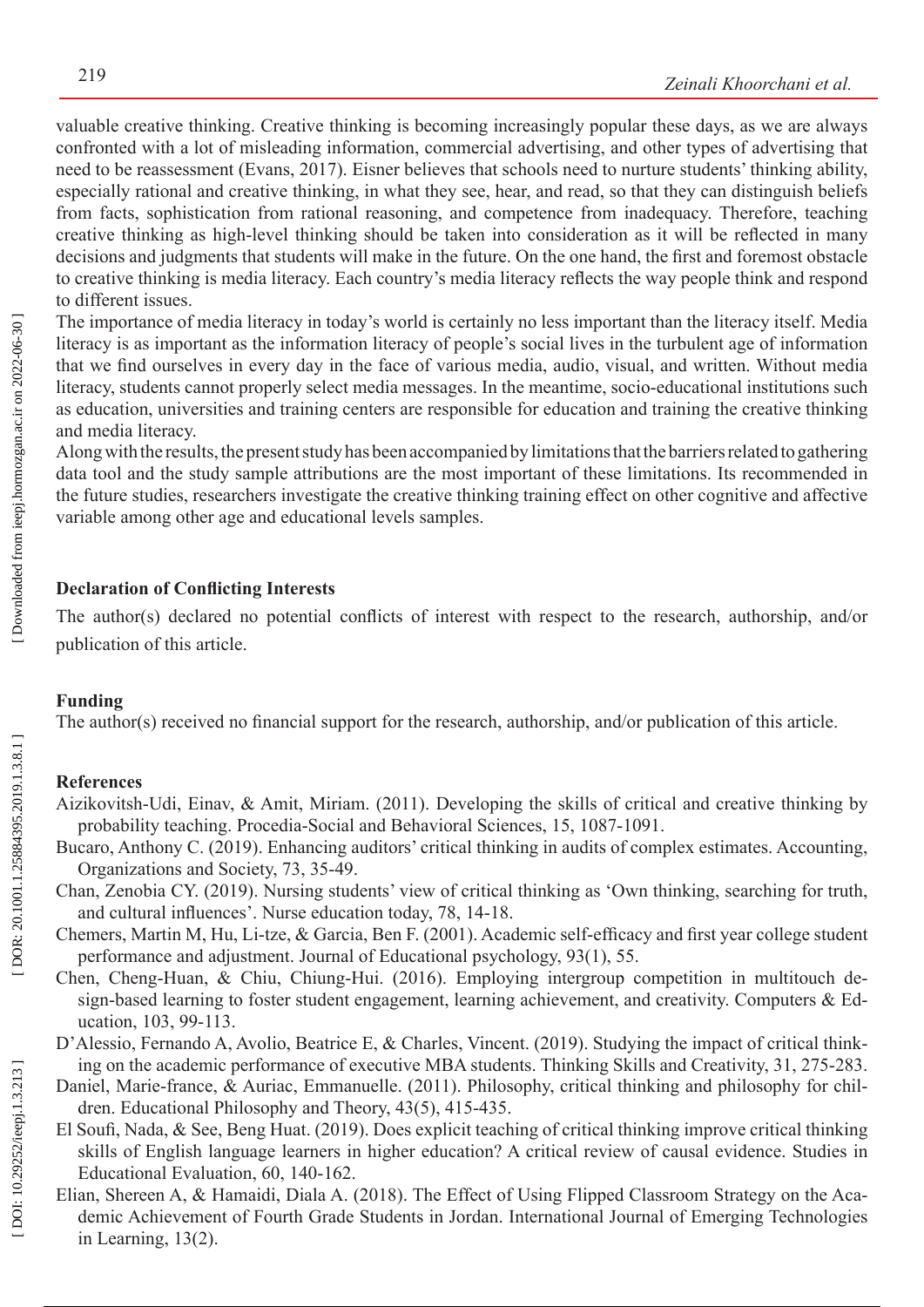valuable creative thinking. Creative thinking is becoming increasingly popular these days, as we are always confronted with a lot of misleading information, commercial advertising, and other types of advertising that need to be reassessment (Evans, 2017). Eisner believes that schools need to nurture students' thinking ability, especially rational and creative thinking, in what they see, hear, and read, so that they can distinguish beliefs from facts, sophistication from rational reasoning, and competence from inadequacy. Therefore, teaching creative thinking as high-level thinking should be taken into consideration as it will be reflected in many decisions and judgments that students will make in the future. On the one hand, the first and foremost obstacle to creative thinking is media literacy. Each country's media literacy reflects the way people think and respond to different issues.

The importance of media literacy in today's world is certainly no less important than the literacy itself. Media literacy is as important as the information literacy of people's social lives in the turbulent age of information that we find ourselves in every day in the face of various media, audio, visual, and written. Without media literacy, students cannot properly select media messages. In the meantime, socio-educational institutions such as education, universities and training centers are responsible for education and training the creative thinking and media literacy.

Along with the results, the present study has been accompanied by limitations that the barriers related to gathering data tool and the study sample attributions are the most important of these limitations. Its recommended in the future studies, researchers investigate the creative thinking training effect on other cognitive and affective variable among other age and educational levels samples.

**Declaration of Conflicting Interests**

The author(s) declared no potential conflicts of interest with respect to the research, authorship, and/or publication of this article.

**Funding**

The author(s) received no financial support for the research, authorship, and/or publication of this article.

**References**

Aizikovitsh-Udi, Einav, & Amit, Miriam. (2011). Developing the skills of critical and creative thinking by probability teaching. Procedia-Social and Behavioral Sciences, 15, 1087-1091.

Bucaro, Anthony C. (2019). Enhancing auditors' critical thinking in audits of complex estimates. Accounting, Organizations and Society, 73, 35-49.

Chan, Zenobia CY. (2019). Nursing students' view of critical thinking as 'Own thinking, searching for truth, and cultural influences'. Nurse education today, 78, 14-18.

Chemers, Martin M, Hu, Li-tze, & Garcia, Ben F. (2001). Academic self-efficacy and first year college student performance and adjustment. Journal of Educational psychology, 93(1), 55.

Chen, Cheng-Huan, & Chiu, Chiung-Hui. (2016). Employing intergroup competition in multitouch design-based learning to foster student engagement, learning achievement, and creativity. Computers & Education, 103, 99-113.

D'Alessio, Fernando A, Avolio, Beatrice E, & Charles, Vincent. (2019). Studying the impact of critical thinking on the academic performance of executive MBA students. Thinking Skills and Creativity, 31, 275-283.

Daniel, Marie-france, & Auriac, Emmanuelle. (2011). Philosophy, critical thinking and philosophy for children. Educational Philosophy and Theory, 43(5), 415-435.

El Soufi, Nada, & See, Beng Huat. (2019). Does explicit teaching of critical thinking improve critical thinking skills of English language learners in higher education? A critical review of causal evidence. Studies in Educational Evaluation, 60, 140-162.

Elian, Shereen A, & Hamaidi, Diala A. (2018). The Effect of Using Flipped Classroom Strategy on the Academic Achievement of Fourth Grade Students in Jordan. International Journal of Emerging Technologies in Learning, 13(2).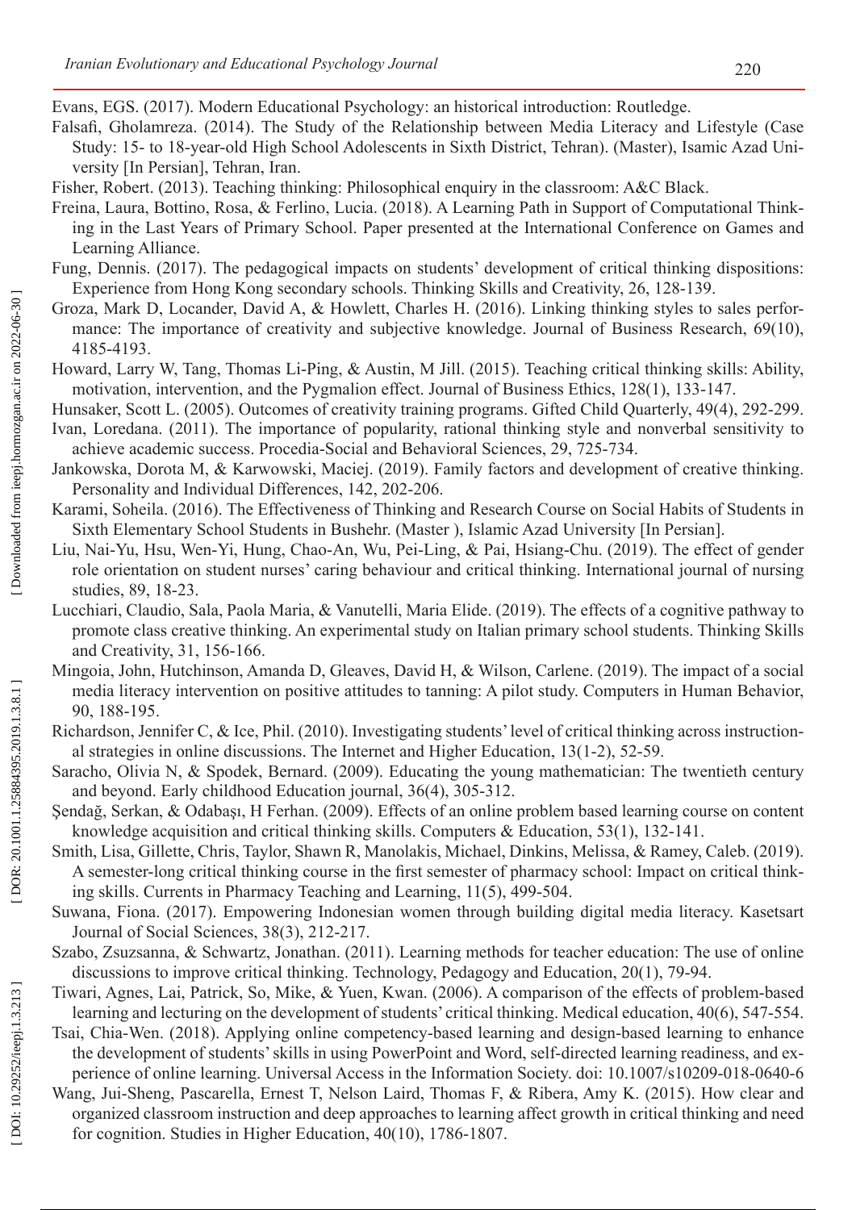Evans, EGS. (2017). Modern Educational Psychology: an historical introduction: Routledge.

Falsafi, Gholamreza. (2014). The Study of the Relationship between Media Literacy and Lifestyle (Case Study: 15- to 18-year-old High School Adolescents in Sixth District, Tehran). (Master), Isamic Azad University [In Persian], Tehran, Iran.

Fisher, Robert. (2013). Teaching thinking: Philosophical enquiry in the classroom: A&C Black.

Freina, Laura, Bottino, Rosa, & Ferlino, Lucia. (2018). A Learning Path in Support of Computational Thinking in the Last Years of Primary School. Paper presented at the International Conference on Games and Learning Alliance.

Fung, Dennis. (2017). The pedagogical impacts on students' development of critical thinking dispositions: Experience from Hong Kong secondary schools. Thinking Skills and Creativity, 26, 128-139.

Groza, Mark D, Locander, David A, & Howlett, Charles H. (2016). Linking thinking styles to sales performance: The importance of creativity and subjective knowledge. Journal of Business Research, 69(10), 4185-4193.

Howard, Larry W, Tang, Thomas Li-Ping, & Austin, M Jill. (2015). Teaching critical thinking skills: Ability, motivation, intervention, and the Pygmalion effect. Journal of Business Ethics, 128(1), 133-147.

Hunsaker, Scott L. (2005). Outcomes of creativity training programs. Gifted Child Quarterly, 49(4), 292-299.

Ivan, Loredana. (2011). The importance of popularity, rational thinking style and nonverbal sensitivity to achieve academic success. Procedia-Social and Behavioral Sciences, 29, 725-734.

Jankowska, Dorota M, & Karwowski, Maciej. (2019). Family factors and development of creative thinking. Personality and Individual Differences, 142, 202-206.

Karami, Soheila. (2016). The Effectiveness of Thinking and Research Course on Social Habits of Students in Sixth Elementary School Students in Bushehr. (Master ), Islamic Azad University [In Persian].

Liu, Nai-Yu, Hsu, Wen-Yi, Hung, Chao-An, Wu, Pei-Ling, & Pai, Hsiang-Chu. (2019). The effect of gender role orientation on student nurses' caring behaviour and critical thinking. International journal of nursing studies, 89, 18-23.

Lucchiari, Claudio, Sala, Paola Maria, & Vanutelli, Maria Elide. (2019). The effects of a cognitive pathway to promote class creative thinking. An experimental study on Italian primary school students. Thinking Skills and Creativity, 31, 156-166.

Mingoia, John, Hutchinson, Amanda D, Gleaves, David H, & Wilson, Carlene. (2019). The impact of a social media literacy intervention on positive attitudes to tanning: A pilot study. Computers in Human Behavior, 90, 188-195.

Richardson, Jennifer C, & Ice, Phil. (2010). Investigating students' level of critical thinking across instructional strategies in online discussions. The Internet and Higher Education, 13(1-2), 52-59.

Saracho, Olivia N, & Spodek, Bernard. (2009). Educating the young mathematician: The twentieth century and beyond. Early childhood Education journal, 36(4), 305-312.

Şendağ, Serkan, & Odabaşı, H Ferhan. (2009). Effects of an online problem based learning course on content knowledge acquisition and critical thinking skills. Computers & Education, 53(1), 132-141.

Smith, Lisa, Gillette, Chris, Taylor, Shawn R, Manolakis, Michael, Dinkins, Melissa, & Ramey, Caleb. (2019). A semester-long critical thinking course in the first semester of pharmacy school: Impact on critical thinking skills. Currents in Pharmacy Teaching and Learning, 11(5), 499-504.

Suwana, Fiona. (2017). Empowering Indonesian women through building digital media literacy. Kasetsart Journal of Social Sciences, 38(3), 212-217.

Szabo, Zsuzsanna, & Schwartz, Jonathan. (2011). Learning methods for teacher education: The use of online discussions to improve critical thinking. Technology, Pedagogy and Education, 20(1), 79-94.

Tiwari, Agnes, Lai, Patrick, So, Mike, & Yuen, Kwan. (2006). A comparison of the effects of problem-based learning and lecturing on the development of students' critical thinking. Medical education, 40(6), 547-554.

Tsai, Chia-Wen. (2018). Applying online competency-based learning and design-based learning to enhance the development of students' skills in using PowerPoint and Word, self-directed learning readiness, and experience of online learning. Universal Access in the Information Society. doi: 10.1007/s10209-018-0640-6

Wang, Jui-Sheng, Pascarella, Ernest T, Nelson Laird, Thomas F, & Ribera, Amy K. (2015). How clear and organized classroom instruction and deep approaches to learning affect growth in critical thinking and need for cognition. Studies in Higher Education, 40(10), 1786-1807.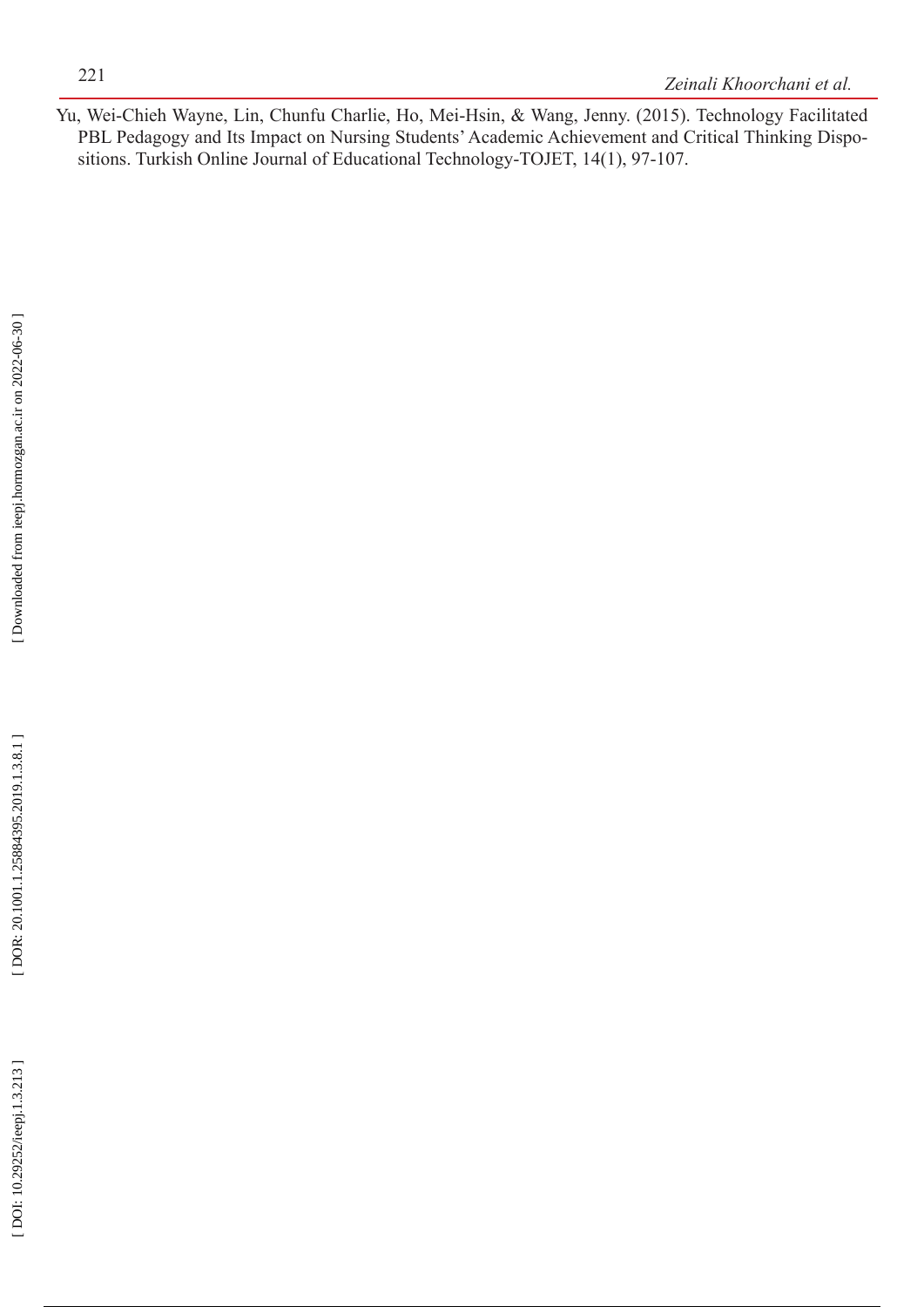Yu, Wei-Chieh Wayne, Lin, Chunfu Charlie, Ho, Mei-Hsin, & Wang, Jenny. (2015). Technology Facilitated PBL Pedagogy and Its Impact on Nursing Students' Academic Achievement and Critical Thinking Dispositions. Turkish Online Journal of Educational Technology-TOJET, 14(1), 97-107.